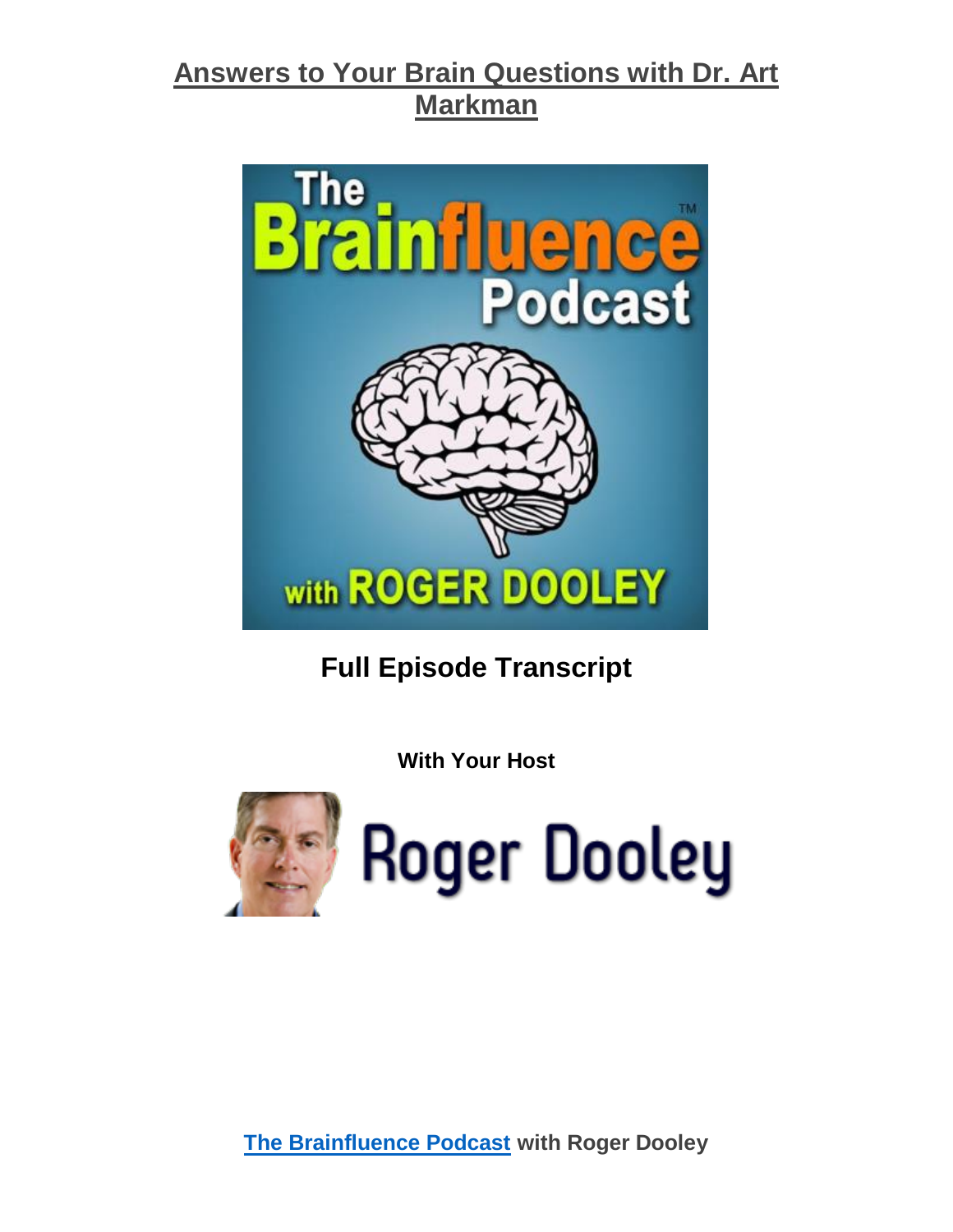# Answers to Your Brain Questions with Dr. Art Markman

## Full Episode Transcript

**With Your Host**

**The Brainfluence Podcast with Roger Dooley**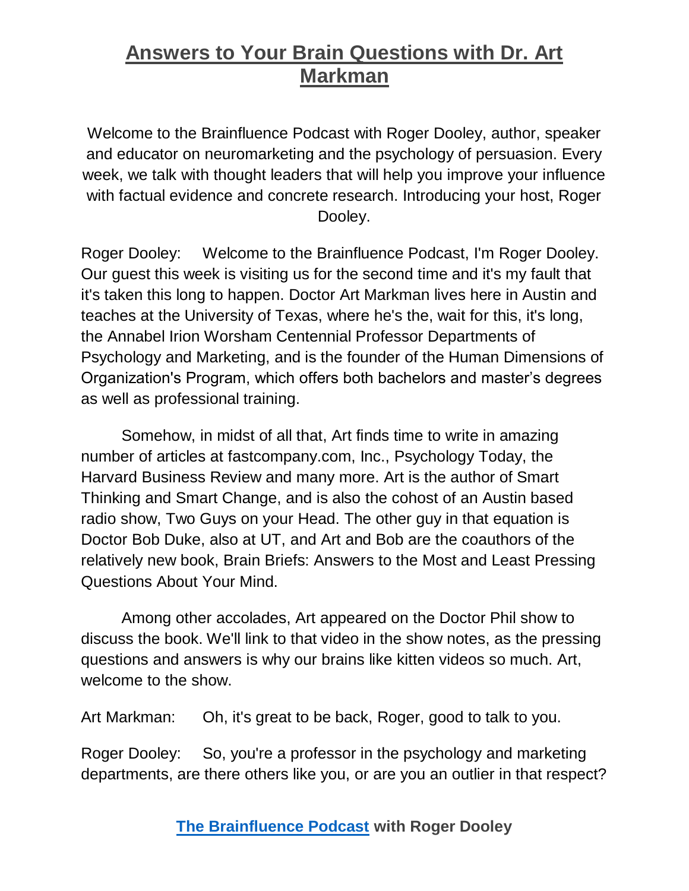# Answers to Your Brain Questions with Dr. Art Markman

Welcome to the Brainfluence Podcast with Roger Dooley, author, speaker and educator on neuromarketing and the psychology of persuasion. Every week, we talk with thought leaders that will help you improve your influence with factual evidence and concrete research. Introducing your host, Roger Dooley.

Roger Dooley: Welcome to the Brainfluence Podcast, I'm Roger Dooley. Our guest this week is visiting us for the second time and it's my fault that it's taken this long to happen. Doctor Art Markman lives here in Austin and teaches at the University of Texas, where he's the, wait for this, it's long, the Annabel Irion Worsham Centennial Professor Departments of Psychology and Marketing, and is the founder of the Human Dimensions of Organization's Program, which offers both bachelors and master's degrees as well as professional training.

Somehow, in midst of all that, Art finds time to write in amazing number of articles at fastcompany.com, Inc., Psychology Today, the Harvard Business Review and many more. Art is the author of Smart Thinking and Smart Change, and is also the cohost of an Austin based radio show, Two Guys on your Head. The other guy in that equation is Doctor Bob Duke, also at UT, and Art and Bob are the coauthors of the relatively new book, Brain Briefs: Answers to the Most and Least Pressing Questions About Your Mind.

Among other accolades, Art appeared on the Doctor Phil show to discuss the book. We'll link to that video in the show notes, as the pressing questions and answers is why our brains like kitten videos so much. Art, welcome to the show.

Art Markman: Oh, it's great to be back, Roger, good to talk to you.

Roger Dooley: So, you're a professor in the psychology and marketing departments, are there others like you, or are you an outlier in that respect?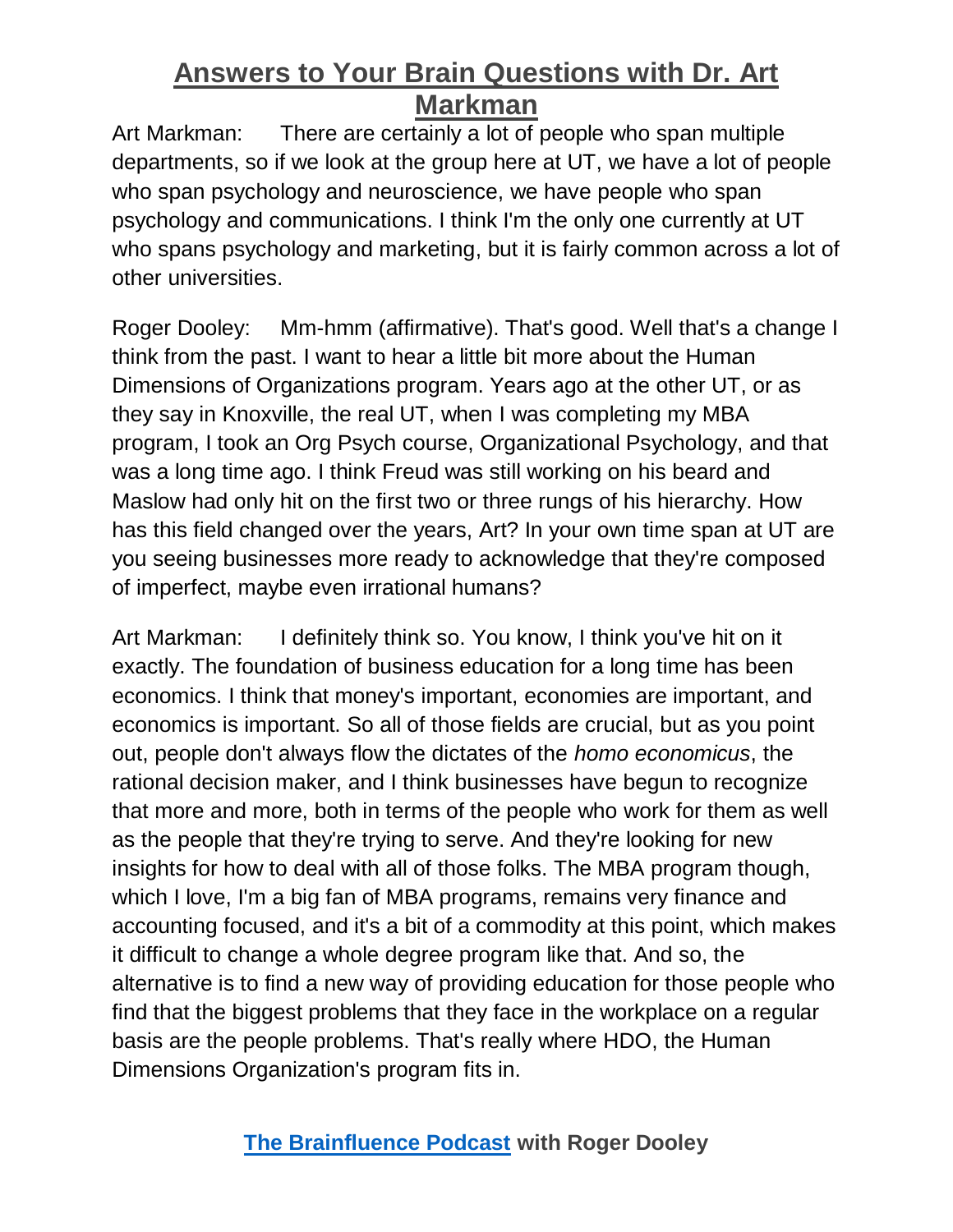Art Markman: There are certainly a lot of people who span multiple departments, so if we look at the group here at UT, we have a lot of people who span psychology and neuroscience, we have people who span psychology and communications. I think I'm the only one currently at UT who spans psychology and marketing, but it is fairly common across a lot of other universities.

Roger Dooley: Mm-hmm (affirmative). That's good. Well that's a change I think from the past. I want to hear a little bit more about the Human Dimensions of Organizations program. Years ago at the other UT, or as they say in Knoxville, the real UT, when I was completing my MBA program, I took an Org Psych course, Organizational Psychology, and that was a long time ago. I think Freud was still working on his beard and Maslow had only hit on the first two or three rungs of his hierarchy. How has this field changed over the years, Art? In your own time span at UT are you seeing businesses more ready to acknowledge that they're composed of imperfect, maybe even irrational humans?

Art Markman: I definitely think so. You know, I think you've hit on it exactly. The foundation of business education for a long time has been economics. I think that money's important, economies are important, and economics is important. So all of those fields are crucial, but as you point out, people don't always flow the dictates of the *homo economicus*, the rational decision maker, and I think businesses have begun to recognize that more and more, both in terms of the people who work for them as well as the people that they're trying to serve. And they're looking for new insights for how to deal with all of those folks. The MBA program though, which I love, I'm a big fan of MBA programs, remains very finance and accounting focused, and it's a bit of a commodity at this point, which makes it difficult to change a whole degree program like that. And so, the alternative is to find a new way of providing education for those people who find that the biggest problems that they face in the workplace on a regular basis are the people problems. That's really where HDO, the Human Dimensions Organization's program fits in.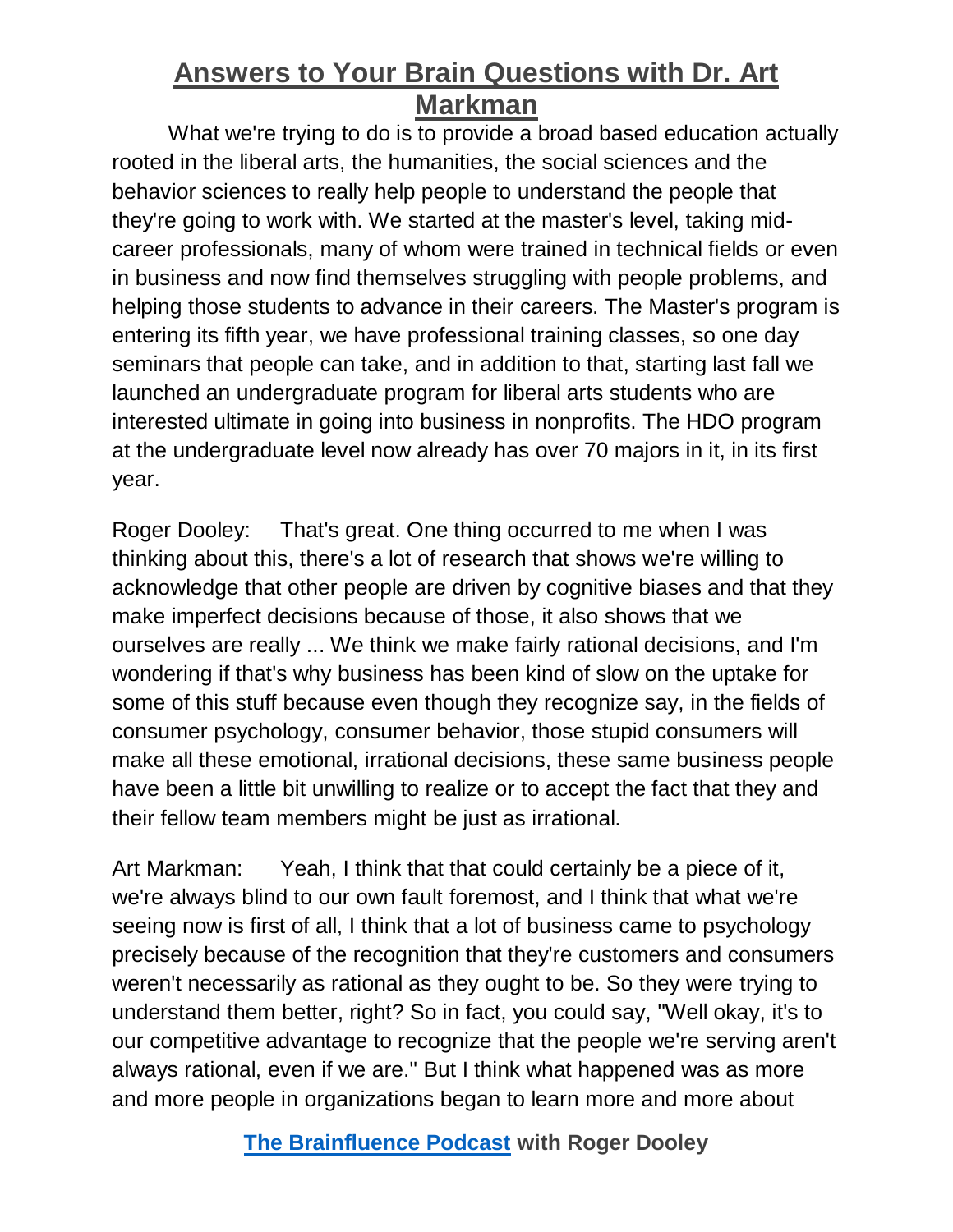What we're trying to do is to provide a broad based education actually rooted in the liberal arts, the humanities, the social sciences and the behavior sciences to really help people to understand the people that they're going to work with. We started at the master's level, taking mid-career professionals, many of whom were trained in technical fields or even in business and now find themselves struggling with people problems, and helping those students to advance in their careers. The Master's program is entering its fifth year, we have professional training classes, so one day seminars that people can take, and in addition to that, starting last fall we launched an undergraduate program for liberal arts students who are interested ultimate in going into business in nonprofits. The HDO program at the undergraduate level now already has over 70 majors in it, in its first year.

Roger Dooley: That's great. One thing occurred to me when I was thinking about this, there's a lot of research that shows we're willing to acknowledge that other people are driven by cognitive biases and that they make imperfect decisions because of those, it also shows that we ourselves are really ... We think we make fairly rational decisions, and I'm wondering if that's why business has been kind of slow on the uptake for some of this stuff because even though they recognize say, in the fields of consumer psychology, consumer behavior, those stupid consumers will make all these emotional, irrational decisions, these same business people have been a little bit unwilling to realize or to accept the fact that they and their fellow team members might be just as irrational.

Art Markman: Yeah, I think that that could certainly be a piece of it, we're always blind to our own fault foremost, and I think that what we're seeing now is first of all, I think that a lot of business came to psychology precisely because of the recognition that they're customers and consumers weren't necessarily as rational as they ought to be. So they were trying to understand them better, right? So in fact, you could say, "Well okay, it's to our competitive advantage to recognize that the people we're serving aren't always rational, even if we are." But I think what happened was as more and more people in organizations began to learn more and more about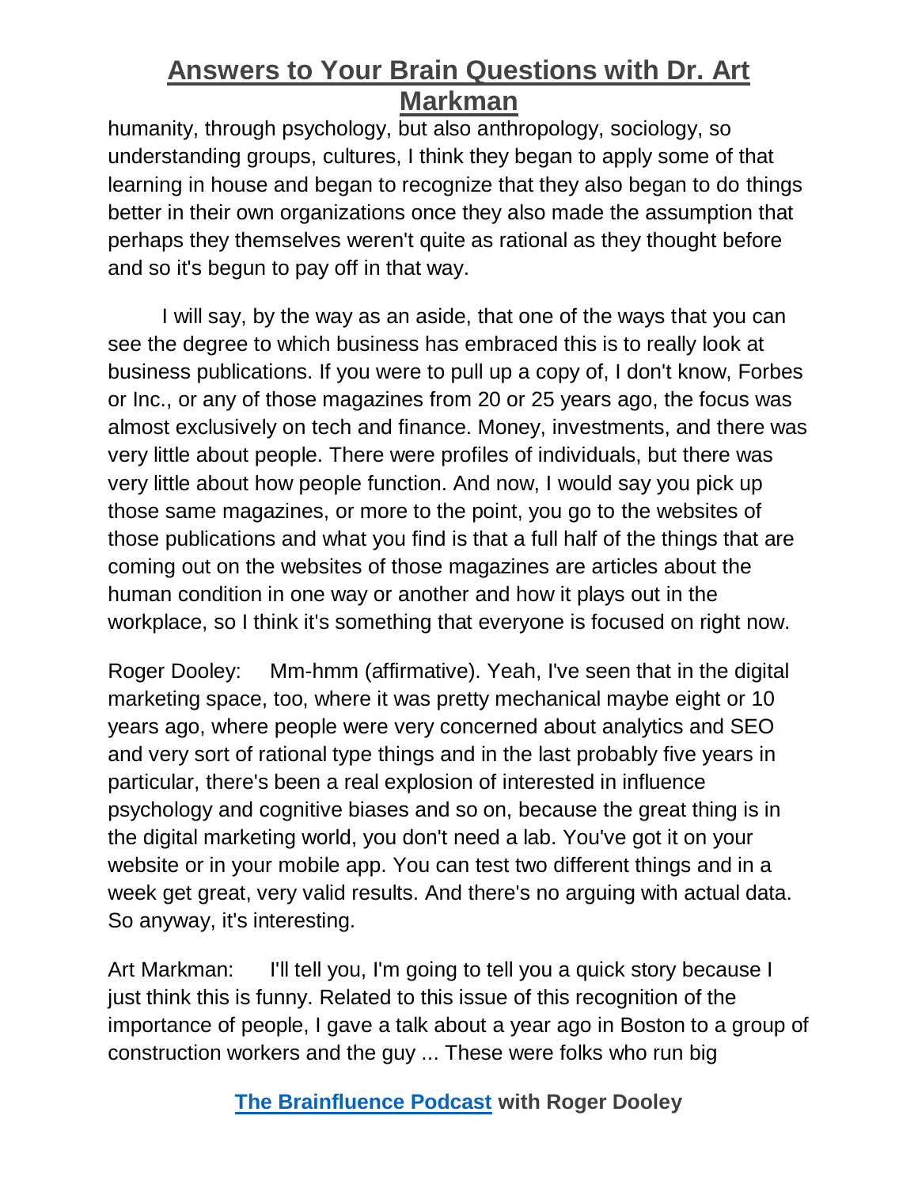humanity, through psychology, but also anthropology, sociology, so understanding groups, cultures, I think they began to apply some of that learning in house and began to recognize that they also began to do things better in their own organizations once they also made the assumption that perhaps they themselves weren't quite as rational as they thought before and so it's begun to pay off in that way.

I will say, by the way as an aside, that one of the ways that you can see the degree to which business has embraced this is to really look at business publications. If you were to pull up a copy of, I don't know, Forbes or Inc., or any of those magazines from 20 or 25 years ago, the focus was almost exclusively on tech and finance. Money, investments, and there was very little about people. There were profiles of individuals, but there was very little about how people function. And now, I would say you pick up those same magazines, or more to the point, you go to the websites of those publications and what you find is that a full half of the things that are coming out on the websites of those magazines are articles about the human condition in one way or another and how it plays out in the workplace, so I think it's something that everyone is focused on right now.

Roger Dooley: Mm-hmm (affirmative). Yeah, I've seen that in the digital marketing space, too, where it was pretty mechanical maybe eight or 10 years ago, where people were very concerned about analytics and SEO and very sort of rational type things and in the last probably five years in particular, there's been a real explosion of interested in influence psychology and cognitive biases and so on, because the great thing is in the digital marketing world, you don't need a lab. You've got it on your website or in your mobile app. You can test two different things and in a week get great, very valid results. And there's no arguing with actual data. So anyway, it's interesting.

Art Markman: I'll tell you, I'm going to tell you a quick story because I just think this is funny. Related to this issue of this recognition of the importance of people, I gave a talk about a year ago in Boston to a group of construction workers and the guy ... These were folks who run big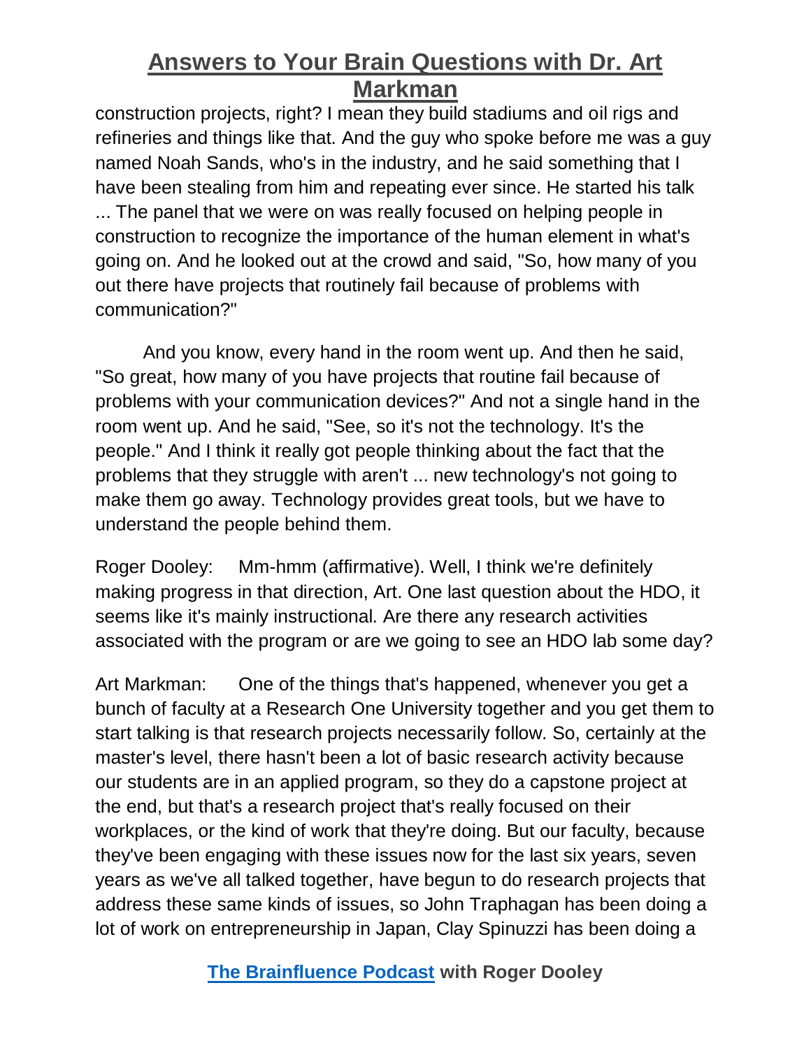construction projects, right? I mean they build stadiums and oil rigs and refineries and things like that. And the guy who spoke before me was a guy named Noah Sands, who's in the industry, and he said something that I have been stealing from him and repeating ever since. He started his talk ... The panel that we were on was really focused on helping people in construction to recognize the importance of the human element in what's going on. And he looked out at the crowd and said, "So, how many of you out there have projects that routinely fail because of problems with communication?"

And you know, every hand in the room went up. And then he said, "So great, how many of you have projects that routine fail because of problems with your communication devices?" And not a single hand in the room went up. And he said, "See, so it's not the technology. It's the people." And I think it really got people thinking about the fact that the problems that they struggle with aren't ... new technology's not going to make them go away. Technology provides great tools, but we have to understand the people behind them.

Roger Dooley: Mm-hmm (affirmative). Well, I think we're definitely making progress in that direction, Art. One last question about the HDO, it seems like it's mainly instructional. Are there any research activities associated with the program or are we going to see an HDO lab some day?

Art Markman: One of the things that's happened, whenever you get a bunch of faculty at a Research One University together and you get them to start talking is that research projects necessarily follow. So, certainly at the master's level, there hasn't been a lot of basic research activity because our students are in an applied program, so they do a capstone project at the end, but that's a research project that's really focused on their workplaces, or the kind of work that they're doing. But our faculty, because they've been engaging with these issues now for the last six years, seven years as we've all talked together, have begun to do research projects that address these same kinds of issues, so John Traphagan has been doing a lot of work on entrepreneurship in Japan, Clay Spinuzzi has been doing a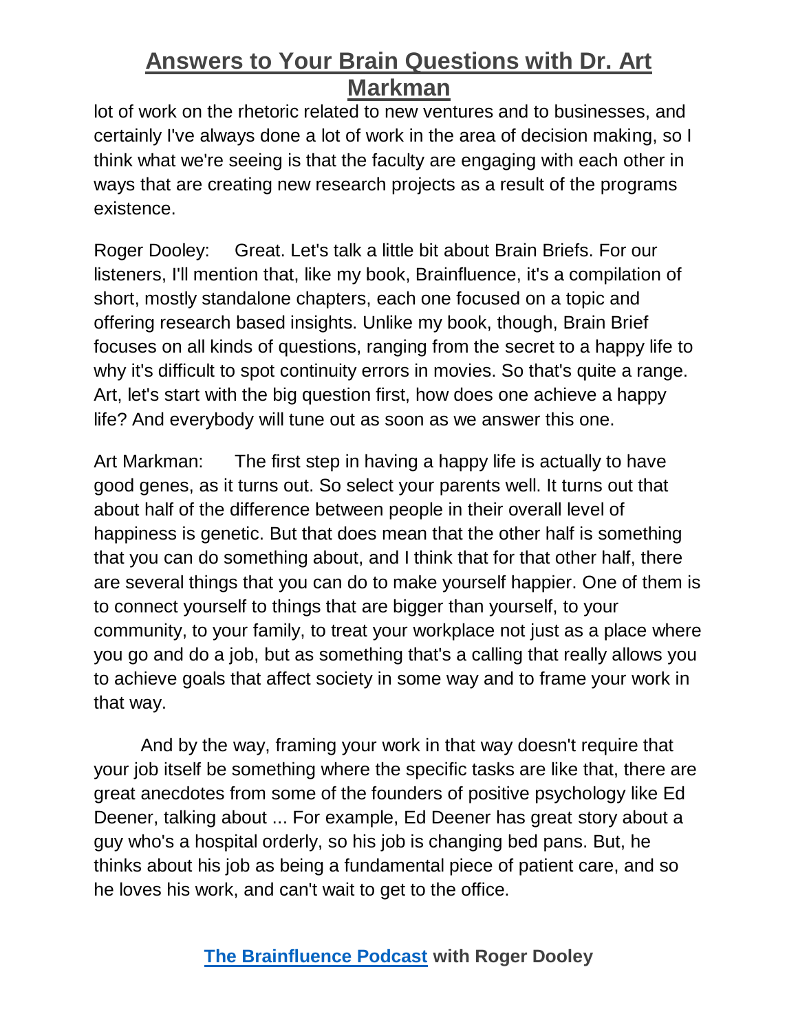lot of work on the rhetoric related to new ventures and to businesses, and certainly I've always done a lot of work in the area of decision making, so I think what we're seeing is that the faculty are engaging with each other in ways that are creating new research projects as a result of the programs existence.

Roger Dooley: Great. Let's talk a little bit about Brain Briefs. For our listeners, I'll mention that, like my book, Brainfluence, it's a compilation of short, mostly standalone chapters, each one focused on a topic and offering research based insights. Unlike my book, though, Brain Brief focuses on all kinds of questions, ranging from the secret to a happy life to why it's difficult to spot continuity errors in movies. So that's quite a range. Art, let's start with the big question first, how does one achieve a happy life? And everybody will tune out as soon as we answer this one.

Art Markman: The first step in having a happy life is actually to have good genes, as it turns out. So select your parents well. It turns out that about half of the difference between people in their overall level of happiness is genetic. But that does mean that the other half is something that you can do something about, and I think that for that other half, there are several things that you can do to make yourself happier. One of them is to connect yourself to things that are bigger than yourself, to your community, to your family, to treat your workplace not just as a place where you go and do a job, but as something that's a calling that really allows you to achieve goals that affect society in some way and to frame your work in that way.

And by the way, framing your work in that way doesn't require that your job itself be something where the specific tasks are like that, there are great anecdotes from some of the founders of positive psychology like Ed Deener, talking about ... For example, Ed Deener has great story about a guy who's a hospital orderly, so his job is changing bed pans. But, he thinks about his job as being a fundamental piece of patient care, and so he loves his work, and can't wait to get to the office.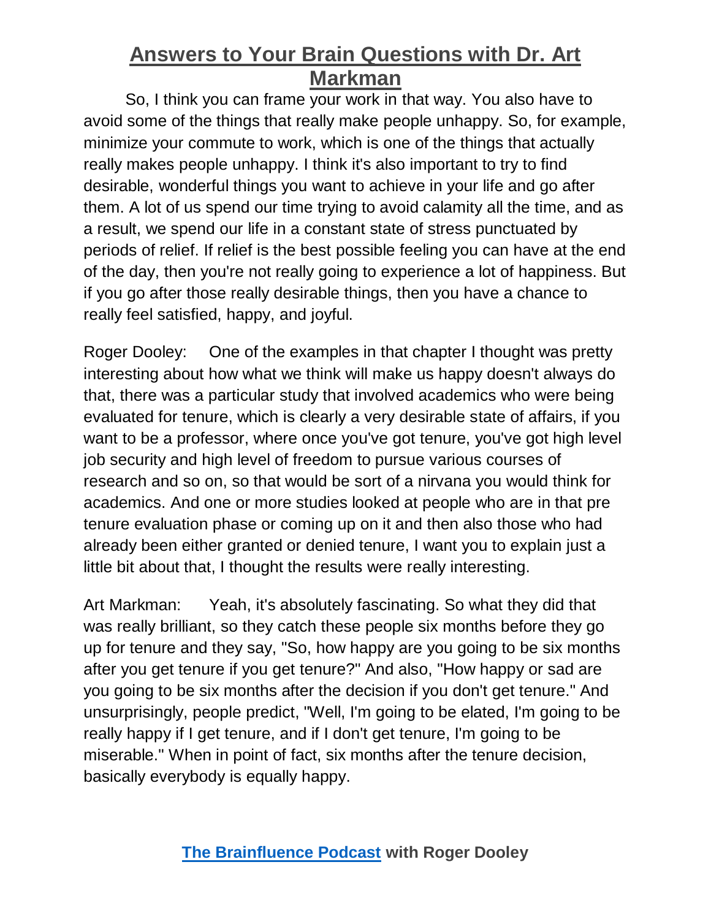So, I think you can frame your work in that way. You also have to avoid some of the things that really make people unhappy. So, for example, minimize your commute to work, which is one of the things that actually really makes people unhappy. I think it's also important to try to find desirable, wonderful things you want to achieve in your life and go after them. A lot of us spend our time trying to avoid calamity all the time, and as a result, we spend our life in a constant state of stress punctuated by periods of relief. If relief is the best possible feeling you can have at the end of the day, then you're not really going to experience a lot of happiness. But if you go after those really desirable things, then you have a chance to really feel satisfied, happy, and joyful.

Roger Dooley: One of the examples in that chapter I thought was pretty interesting about how what we think will make us happy doesn't always do that, there was a particular study that involved academics who were being evaluated for tenure, which is clearly a very desirable state of affairs, if you want to be a professor, where once you've got tenure, you've got high level job security and high level of freedom to pursue various courses of research and so on, so that would be sort of a nirvana you would think for academics. And one or more studies looked at people who are in that pre tenure evaluation phase or coming up on it and then also those who had already been either granted or denied tenure, I want you to explain just a little bit about that, I thought the results were really interesting.

Art Markman: Yeah, it's absolutely fascinating. So what they did that was really brilliant, so they catch these people six months before they go up for tenure and they say, "So, how happy are you going to be six months after you get tenure if you get tenure?" And also, "How happy or sad are you going to be six months after the decision if you don't get tenure." And unsurprisingly, people predict, "Well, I'm going to be elated, I'm going to be really happy if I get tenure, and if I don't get tenure, I'm going to be miserable." When in point of fact, six months after the tenure decision, basically everybody is equally happy.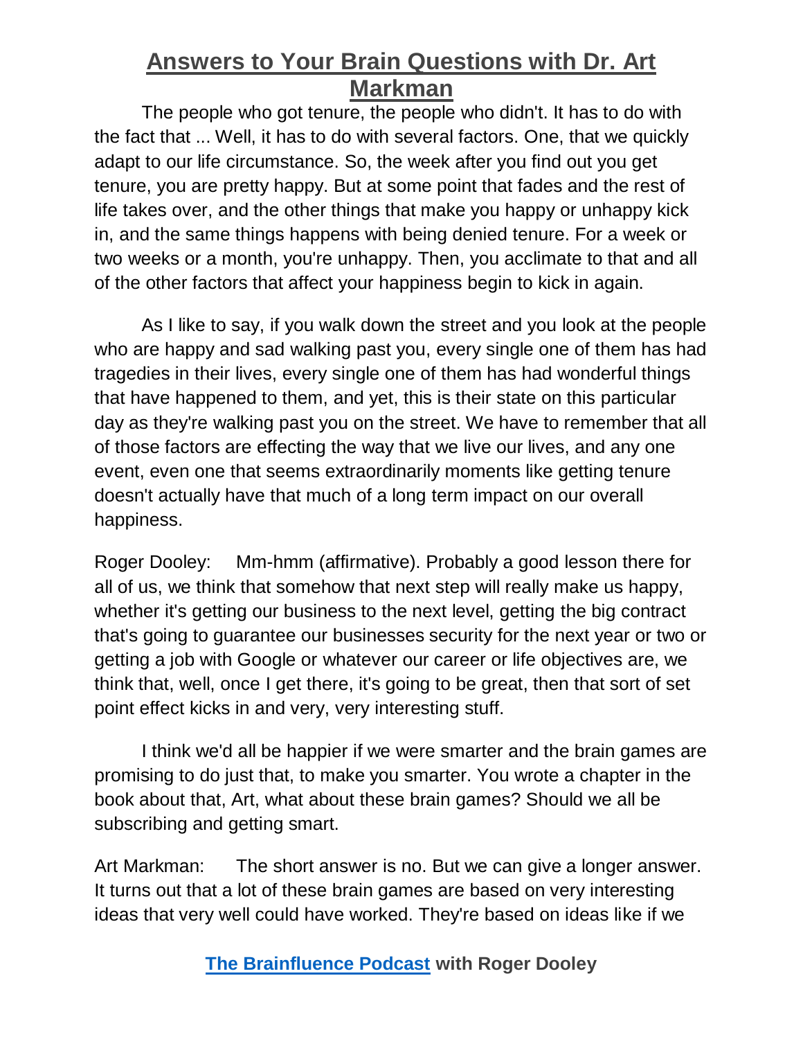The people who got tenure, the people who didn't. It has to do with the fact that ... Well, it has to do with several factors. One, that we quickly adapt to our life circumstance. So, the week after you find out you get tenure, you are pretty happy. But at some point that fades and the rest of life takes over, and the other things that make you happy or unhappy kick in, and the same things happens with being denied tenure. For a week or two weeks or a month, you're unhappy. Then, you acclimate to that and all of the other factors that affect your happiness begin to kick in again.

As I like to say, if you walk down the street and you look at the people who are happy and sad walking past you, every single one of them has had tragedies in their lives, every single one of them has had wonderful things that have happened to them, and yet, this is their state on this particular day as they're walking past you on the street. We have to remember that all of those factors are effecting the way that we live our lives, and any one event, even one that seems extraordinarily moments like getting tenure doesn't actually have that much of a long term impact on our overall happiness.

Roger Dooley: Mm-hmm (affirmative). Probably a good lesson there for all of us, we think that somehow that next step will really make us happy, whether it's getting our business to the next level, getting the big contract that's going to guarantee our businesses security for the next year or two or getting a job with Google or whatever our career or life objectives are, we think that, well, once I get there, it's going to be great, then that sort of set point effect kicks in and very, very interesting stuff.

I think we'd all be happier if we were smarter and the brain games are promising to do just that, to make you smarter. You wrote a chapter in the book about that, Art, what about these brain games? Should we all be subscribing and getting smart.

Art Markman: The short answer is no. But we can give a longer answer. It turns out that a lot of these brain games are based on very interesting ideas that very well could have worked. They're based on ideas like if we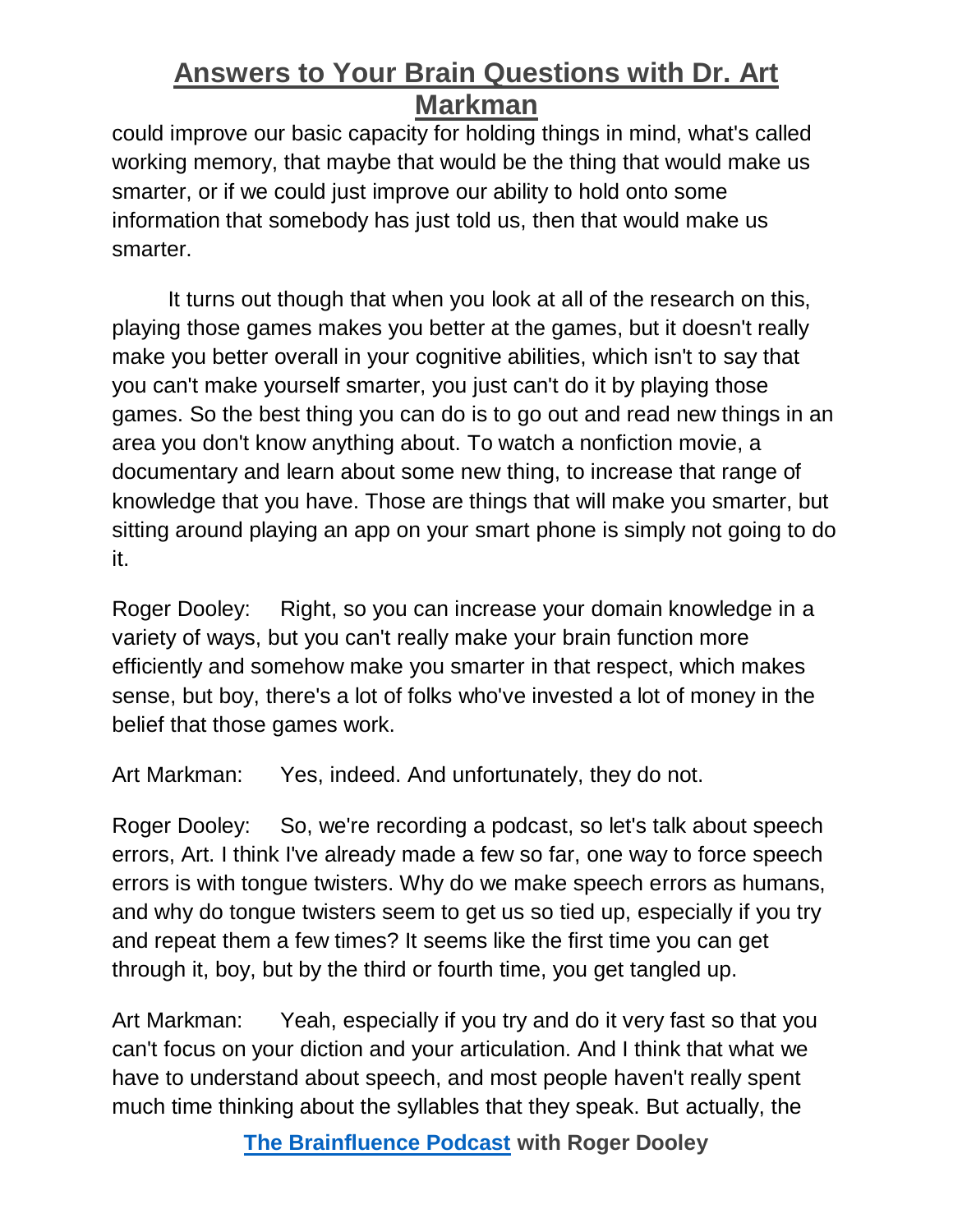could improve our basic capacity for holding things in mind, what's called working memory, that maybe that would be the thing that would make us smarter, or if we could just improve our ability to hold onto some information that somebody has just told us, then that would make us smarter.

It turns out though that when you look at all of the research on this, playing those games makes you better at the games, but it doesn't really make you better overall in your cognitive abilities, which isn't to say that you can't make yourself smarter, you just can't do it by playing those games. So the best thing you can do is to go out and read new things in an area you don't know anything about. To watch a nonfiction movie, a documentary and learn about some new thing, to increase that range of knowledge that you have. Those are things that will make you smarter, but sitting around playing an app on your smart phone is simply not going to do it.

Roger Dooley: Right, so you can increase your domain knowledge in a variety of ways, but you can't really make your brain function more efficiently and somehow make you smarter in that respect, which makes sense, but boy, there's a lot of folks who've invested a lot of money in the belief that those games work.

Art Markman: Yes, indeed. And unfortunately, they do not.

Roger Dooley: So, we're recording a podcast, so let's talk about speech errors, Art. I think I've already made a few so far, one way to force speech errors is with tongue twisters. Why do we make speech errors as humans, and why do tongue twisters seem to get us so tied up, especially if you try and repeat them a few times? It seems like the first time you can get through it, boy, but by the third or fourth time, you get tangled up.

Art Markman: Yeah, especially if you try and do it very fast so that you can't focus on your diction and your articulation. And I think that what we have to understand about speech, and most people haven't really spent much time thinking about the syllables that they speak. But actually, the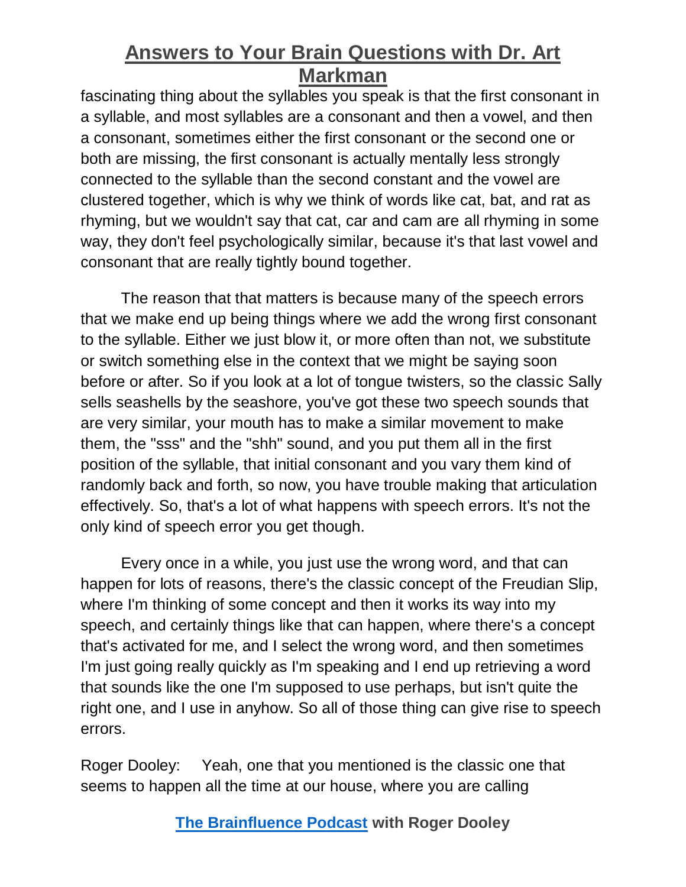fascinating thing about the syllables you speak is that the first consonant in a syllable, and most syllables are a consonant and then a vowel, and then a consonant, sometimes either the first consonant or the second one or both are missing, the first consonant is actually mentally less strongly connected to the syllable than the second constant and the vowel are clustered together, which is why we think of words like cat, bat, and rat as rhyming, but we wouldn't say that cat, car and cam are all rhyming in some way, they don't feel psychologically similar, because it's that last vowel and consonant that are really tightly bound together.

The reason that that matters is because many of the speech errors that we make end up being things where we add the wrong first consonant to the syllable. Either we just blow it, or more often than not, we substitute or switch something else in the context that we might be saying soon before or after. So if you look at a lot of tongue twisters, so the classic Sally sells seashells by the seashore, you've got these two speech sounds that are very similar, your mouth has to make a similar movement to make them, the "sss" and the "shh" sound, and you put them all in the first position of the syllable, that initial consonant and you vary them kind of randomly back and forth, so now, you have trouble making that articulation effectively. So, that's a lot of what happens with speech errors. It's not the only kind of speech error you get though.

Every once in a while, you just use the wrong word, and that can happen for lots of reasons, there's the classic concept of the Freudian Slip, where I'm thinking of some concept and then it works its way into my speech, and certainly things like that can happen, where there's a concept that's activated for me, and I select the wrong word, and then sometimes I'm just going really quickly as I'm speaking and I end up retrieving a word that sounds like the one I'm supposed to use perhaps, but isn't quite the right one, and I use in anyhow. So all of those thing can give rise to speech errors.

Roger Dooley: Yeah, one that you mentioned is the classic one that seems to happen all the time at our house, where you are calling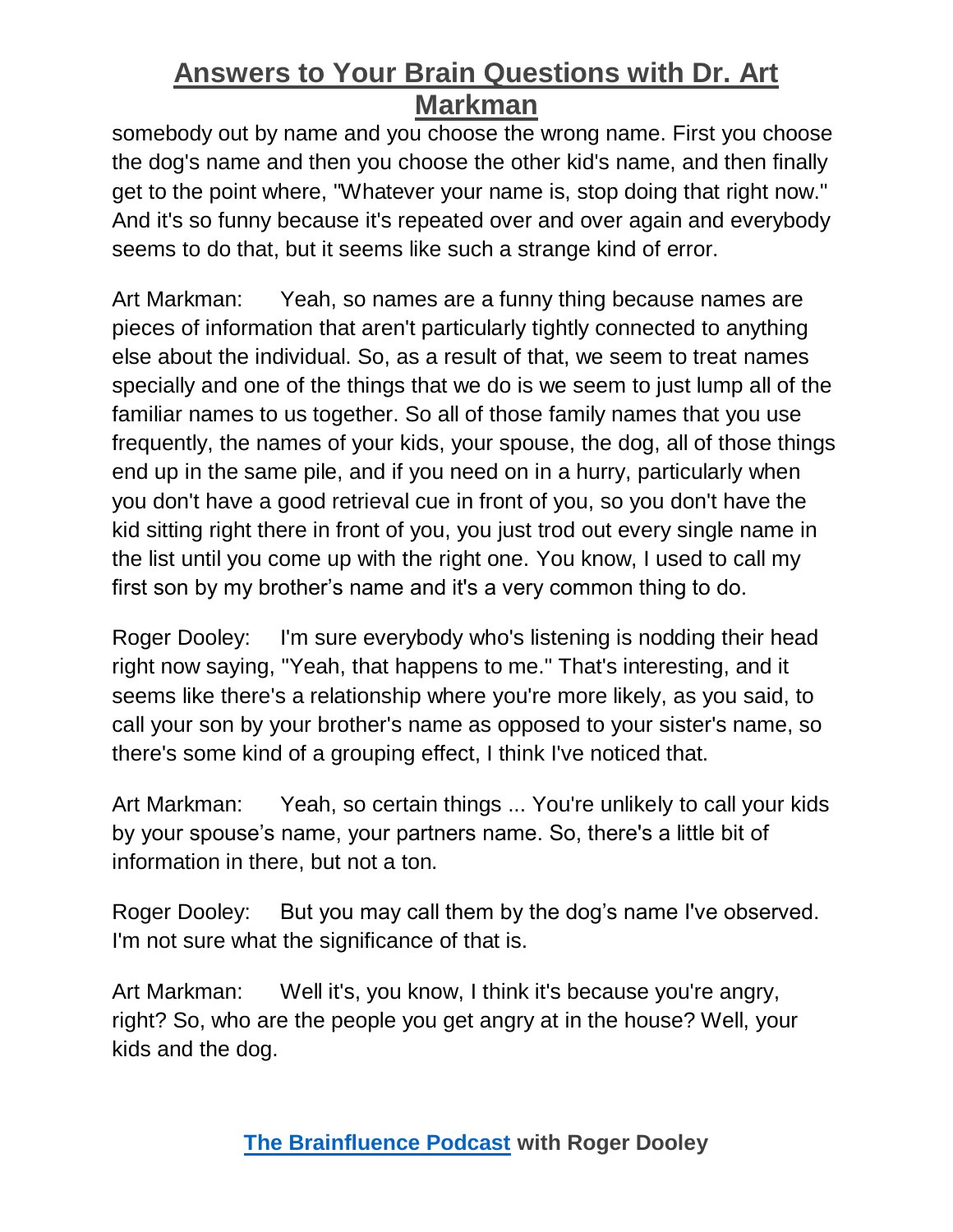somebody out by name and you choose the wrong name. First you choose the dog's name and then you choose the other kid's name, and then finally get to the point where, "Whatever your name is, stop doing that right now." And it's so funny because it's repeated over and over again and everybody seems to do that, but it seems like such a strange kind of error.

Art Markman: Yeah, so names are a funny thing because names are pieces of information that aren't particularly tightly connected to anything else about the individual. So, as a result of that, we seem to treat names specially and one of the things that we do is we seem to just lump all of the familiar names to us together. So all of those family names that you use frequently, the names of your kids, your spouse, the dog, all of those things end up in the same pile, and if you need on in a hurry, particularly when you don't have a good retrieval cue in front of you, so you don't have the kid sitting right there in front of you, you just trod out every single name in the list until you come up with the right one. You know, I used to call my first son by my brother's name and it's a very common thing to do.

Roger Dooley: I'm sure everybody who's listening is nodding their head right now saying, "Yeah, that happens to me." That's interesting, and it seems like there's a relationship where you're more likely, as you said, to call your son by your brother's name as opposed to your sister's name, so there's some kind of a grouping effect, I think I've noticed that.

Art Markman: Yeah, so certain things ... You're unlikely to call your kids by your spouse's name, your partners name. So, there's a little bit of information in there, but not a ton.

Roger Dooley: But you may call them by the dog's name I've observed. I'm not sure what the significance of that is.

Art Markman: Well it's, you know, I think it's because you're angry, right? So, who are the people you get angry at in the house? Well, your kids and the dog.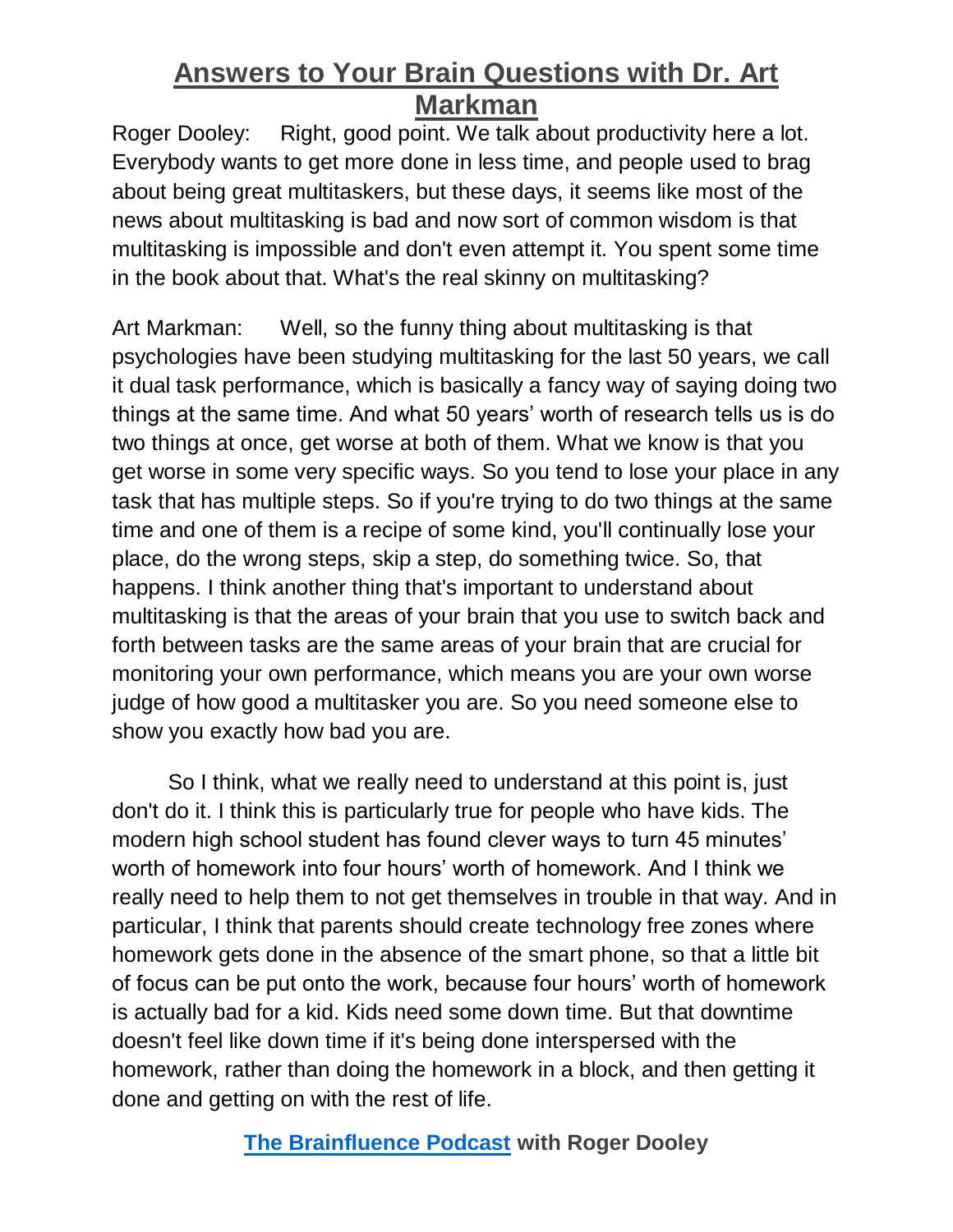Roger Dooley: Right, good point. We talk about productivity here a lot. Everybody wants to get more done in less time, and people used to brag about being great multitaskers, but these days, it seems like most of the news about multitasking is bad and now sort of common wisdom is that multitasking is impossible and don't even attempt it. You spent some time in the book about that. What's the real skinny on multitasking?

Art Markman: Well, so the funny thing about multitasking is that psychologies have been studying multitasking for the last 50 years, we call it dual task performance, which is basically a fancy way of saying doing two things at the same time. And what 50 years' worth of research tells us is do two things at once, get worse at both of them. What we know is that you get worse in some very specific ways. So you tend to lose your place in any task that has multiple steps. So if you're trying to do two things at the same time and one of them is a recipe of some kind, you'll continually lose your place, do the wrong steps, skip a step, do something twice. So, that happens. I think another thing that's important to understand about multitasking is that the areas of your brain that you use to switch back and forth between tasks are the same areas of your brain that are crucial for monitoring your own performance, which means you are your own worse judge of how good a multitasker you are. So you need someone else to show you exactly how bad you are.

So I think, what we really need to understand at this point is, just don't do it. I think this is particularly true for people who have kids. The modern high school student has found clever ways to turn 45 minutes' worth of homework into four hours' worth of homework. And I think we really need to help them to not get themselves in trouble in that way. And in particular, I think that parents should create technology free zones where homework gets done in the absence of the smart phone, so that a little bit of focus can be put onto the work, because four hours' worth of homework is actually bad for a kid. Kids need some down time. But that downtime doesn't feel like down time if it's being done interspersed with the homework, rather than doing the homework in a block, and then getting it done and getting on with the rest of life.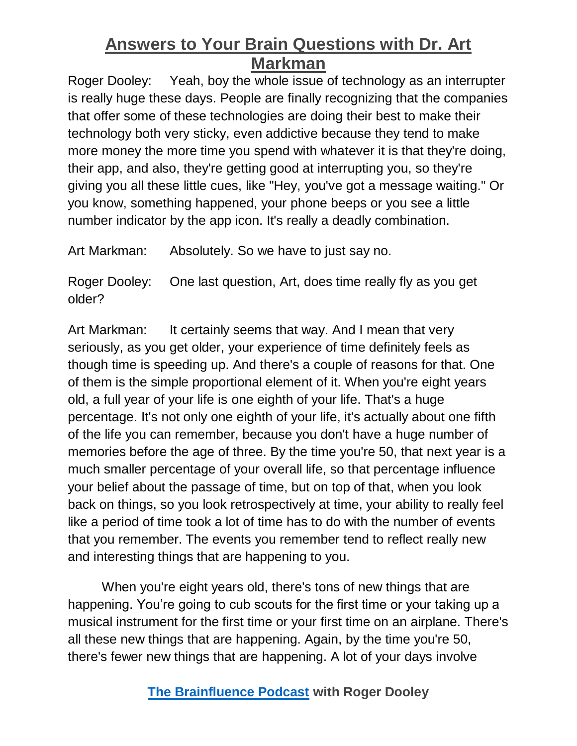Roger Dooley: Yeah, boy the whole issue of technology as an interrupter is really huge these days. People are finally recognizing that the companies that offer some of these technologies are doing their best to make their technology both very sticky, even addictive because they tend to make more money the more time you spend with whatever it is that they're doing, their app, and also, they're getting good at interrupting you, so they're giving you all these little cues, like "Hey, you've got a message waiting." Or you know, something happened, your phone beeps or you see a little number indicator by the app icon. It's really a deadly combination.

Art Markman: Absolutely. So we have to just say no.

Roger Dooley: One last question, Art, does time really fly as you get older?

Art Markman: It certainly seems that way. And I mean that very seriously, as you get older, your experience of time definitely feels as though time is speeding up. And there's a couple of reasons for that. One of them is the simple proportional element of it. When you're eight years old, a full year of your life is one eighth of your life. That's a huge percentage. It's not only one eighth of your life, it's actually about one fifth of the life you can remember, because you don't have a huge number of memories before the age of three. By the time you're 50, that next year is a much smaller percentage of your overall life, so that percentage influence your belief about the passage of time, but on top of that, when you look back on things, so you look retrospectively at time, your ability to really feel like a period of time took a lot of time has to do with the number of events that you remember. The events you remember tend to reflect really new and interesting things that are happening to you.

When you're eight years old, there's tons of new things that are happening. You're going to cub scouts for the first time or your taking up a musical instrument for the first time or your first time on an airplane. There's all these new things that are happening. Again, by the time you're 50, there's fewer new things that are happening. A lot of your days involve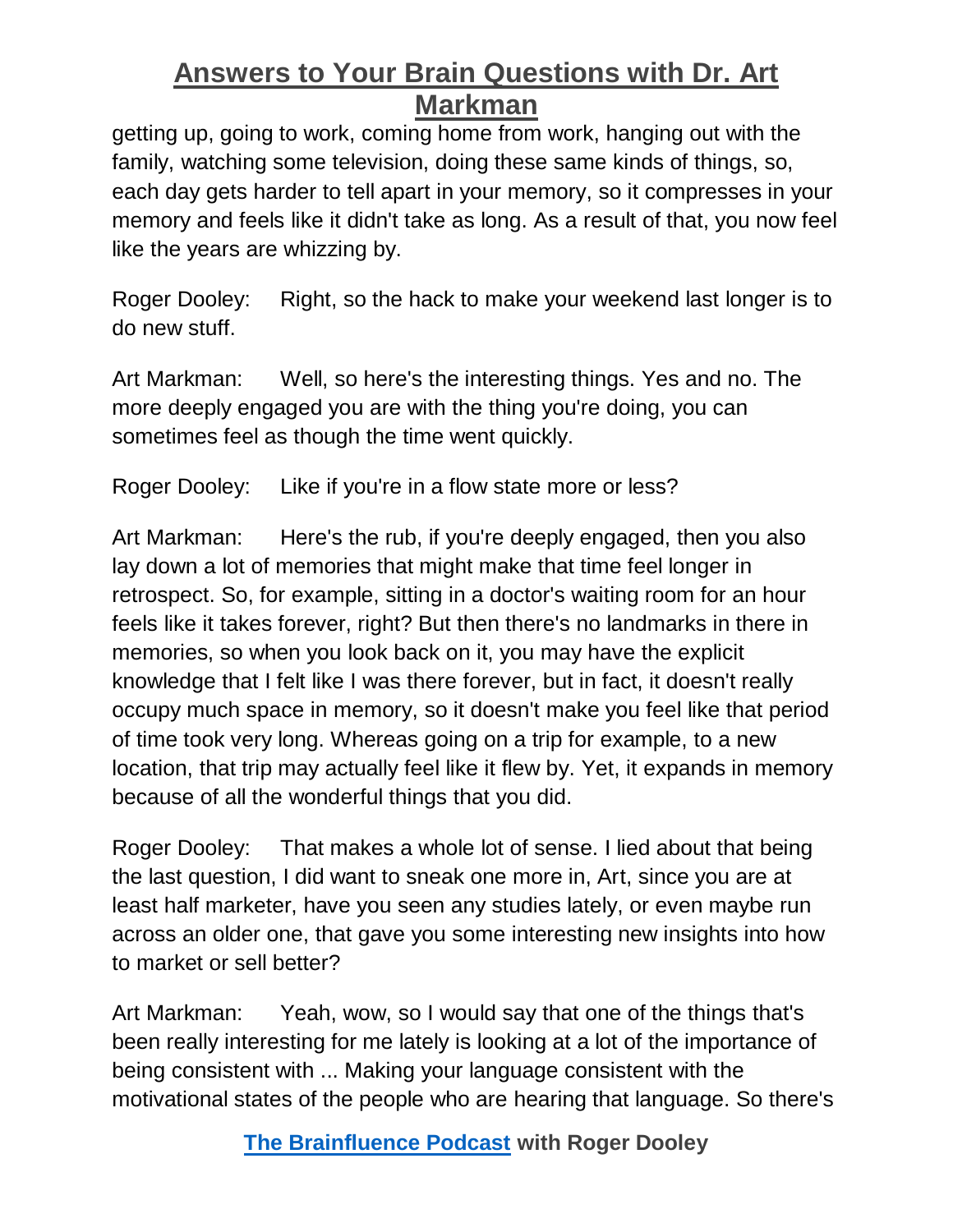getting up, going to work, coming home from work, hanging out with the family, watching some television, doing these same kinds of things, so, each day gets harder to tell apart in your memory, so it compresses in your memory and feels like it didn't take as long. As a result of that, you now feel like the years are whizzing by.

Roger Dooley: Right, so the hack to make your weekend last longer is to do new stuff.

Art Markman: Well, so here's the interesting things. Yes and no. The more deeply engaged you are with the thing you're doing, you can sometimes feel as though the time went quickly.

Roger Dooley: Like if you're in a flow state more or less?

Art Markman: Here's the rub, if you're deeply engaged, then you also lay down a lot of memories that might make that time feel longer in retrospect. So, for example, sitting in a doctor's waiting room for an hour feels like it takes forever, right? But then there's no landmarks in there in memories, so when you look back on it, you may have the explicit knowledge that I felt like I was there forever, but in fact, it doesn't really occupy much space in memory, so it doesn't make you feel like that period of time took very long. Whereas going on a trip for example, to a new location, that trip may actually feel like it flew by. Yet, it expands in memory because of all the wonderful things that you did.

Roger Dooley: That makes a whole lot of sense. I lied about that being the last question, I did want to sneak one more in, Art, since you are at least half marketer, have you seen any studies lately, or even maybe run across an older one, that gave you some interesting new insights into how to market or sell better?

Art Markman: Yeah, wow, so I would say that one of the things that's been really interesting for me lately is looking at a lot of the importance of being consistent with ... Making your language consistent with the motivational states of the people who are hearing that language. So there's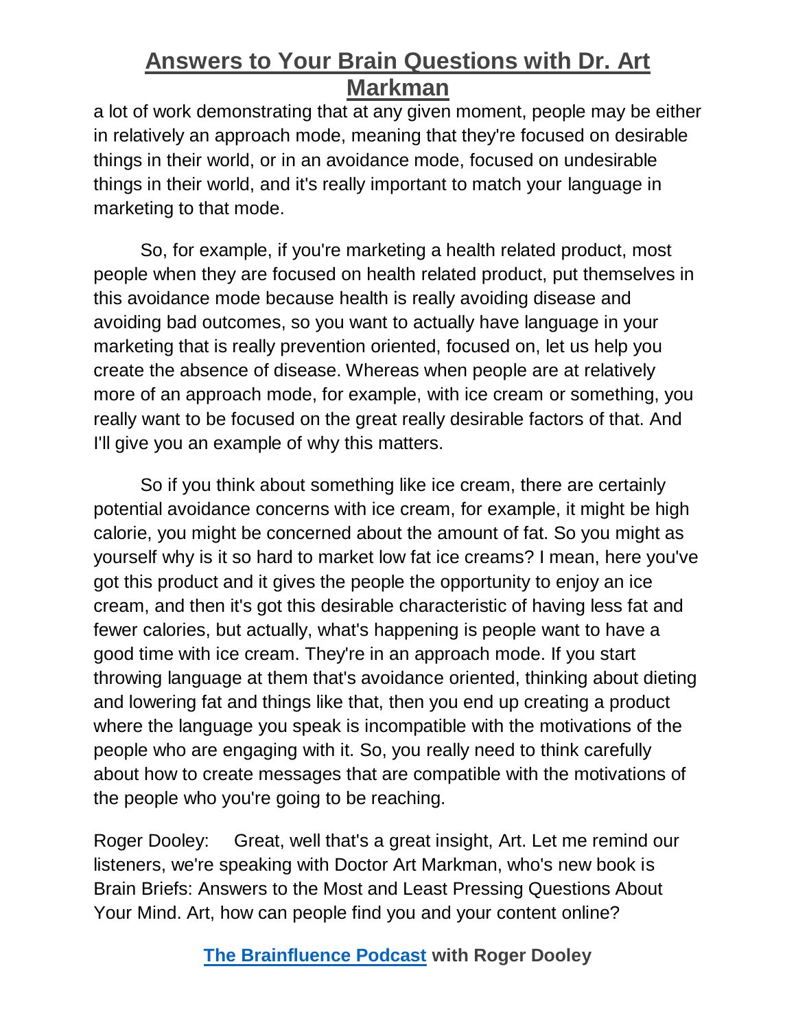a lot of work demonstrating that at any given moment, people may be either in relatively an approach mode, meaning that they're focused on desirable things in their world, or in an avoidance mode, focused on undesirable things in their world, and it's really important to match your language in marketing to that mode.

So, for example, if you're marketing a health related product, most people when they are focused on health related product, put themselves in this avoidance mode because health is really avoiding disease and avoiding bad outcomes, so you want to actually have language in your marketing that is really prevention oriented, focused on, let us help you create the absence of disease. Whereas when people are at relatively more of an approach mode, for example, with ice cream or something, you really want to be focused on the great really desirable factors of that. And I'll give you an example of why this matters.

So if you think about something like ice cream, there are certainly potential avoidance concerns with ice cream, for example, it might be high calorie, you might be concerned about the amount of fat. So you might as yourself why is it so hard to market low fat ice creams? I mean, here you've got this product and it gives the people the opportunity to enjoy an ice cream, and then it's got this desirable characteristic of having less fat and fewer calories, but actually, what's happening is people want to have a good time with ice cream. They're in an approach mode. If you start throwing language at them that's avoidance oriented, thinking about dieting and lowering fat and things like that, then you end up creating a product where the language you speak is incompatible with the motivations of the people who are engaging with it. So, you really need to think carefully about how to create messages that are compatible with the motivations of the people who you're going to be reaching.

Roger Dooley: Great, well that's a great insight, Art. Let me remind our listeners, we're speaking with Doctor Art Markman, who's new book is Brain Briefs: Answers to the Most and Least Pressing Questions About Your Mind. Art, how can people find you and your content online?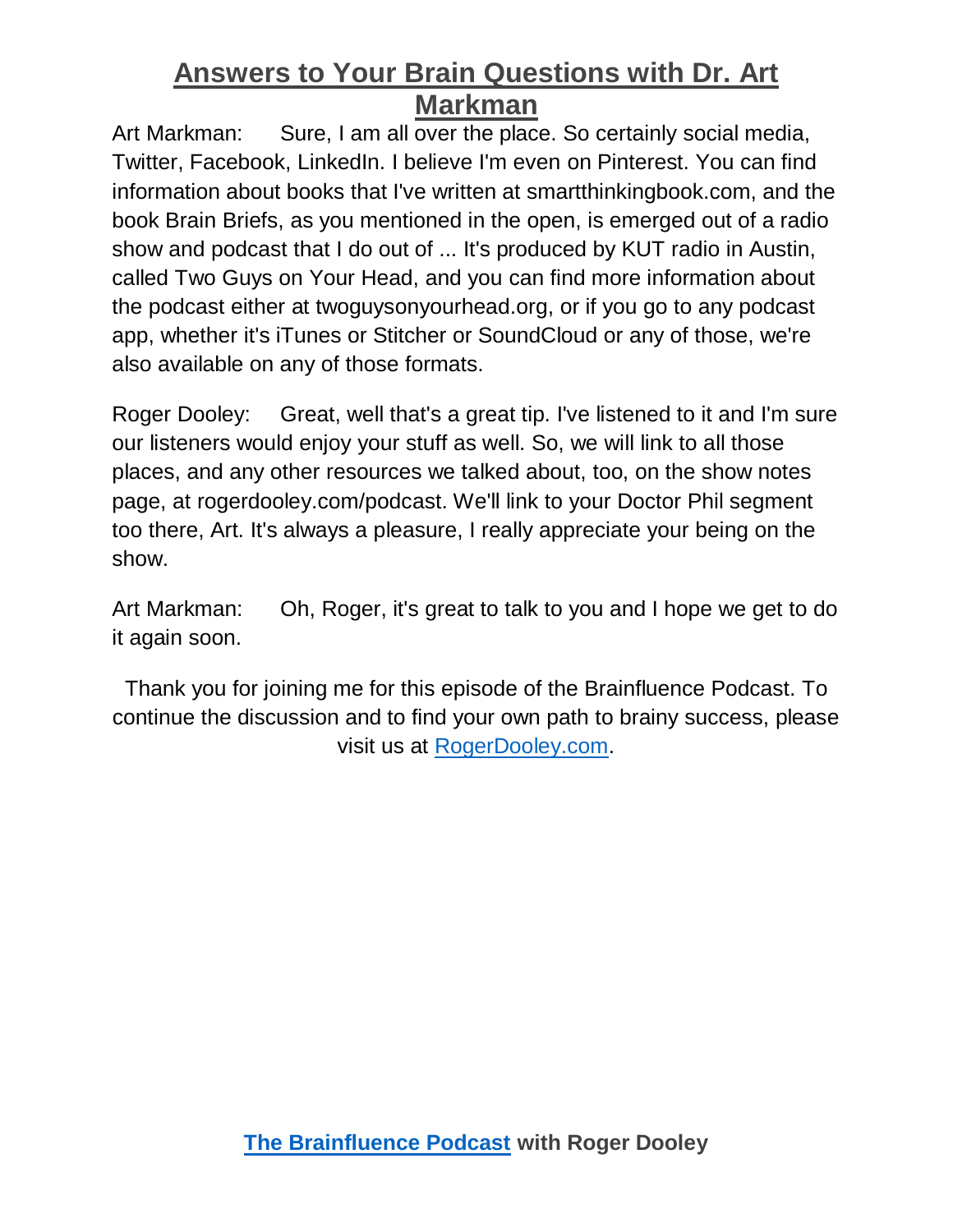Art Markman: Sure, I am all over the place. So certainly social media, Twitter, Facebook, LinkedIn. I believe I'm even on Pinterest. You can find information about books that I've written at smartthinkingbook.com, and the book Brain Briefs, as you mentioned in the open, is emerged out of a radio show and podcast that I do out of ... It's produced by KUT radio in Austin, called Two Guys on Your Head, and you can find more information about the podcast either at twoguysonyourhead.org, or if you go to any podcast app, whether it's iTunes or Stitcher or SoundCloud or any of those, we're also available on any of those formats.

Roger Dooley: Great, well that's a great tip. I've listened to it and I'm sure our listeners would enjoy your stuff as well. So, we will link to all those places, and any other resources we talked about, too, on the show notes page, at rogerdooley.com/podcast. We'll link to your Doctor Phil segment too there, Art. It's always a pleasure, I really appreciate your being on the show.

Art Markman: Oh, Roger, it's great to talk to you and I hope we get to do it again soon.

Thank you for joining me for this episode of the Brainfluence Podcast. To continue the discussion and to find your own path to brainy success, please visit us at [RogerDooley.com](RogerDooley.com).